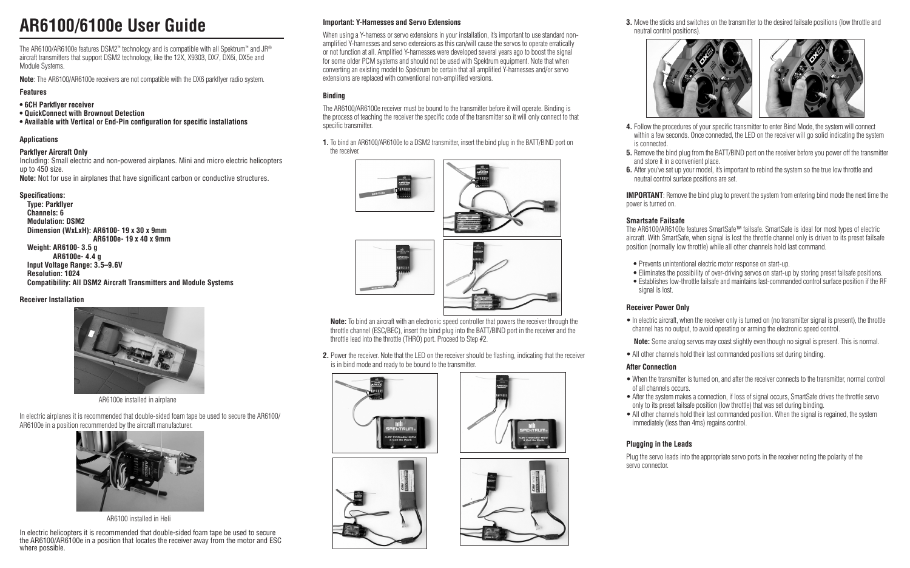# AR6100/6100e User Guide

The AR6100/AR6100e features DSM2™ technology and is compatible with all Spektrum™ and JR® aircraft transmitters that support DSM2 technology, like the 12X, X9303, DX7, DX6i, DX5e and Module Systems.

**Note**: The AR6100/AR6100e receivers are not compatible with the DX6 parkflyer radio system.

**Features**

- **6CH Parkflyer receiver**
- **QuickConnect with Brownout Detection**
- **Available with Vertical or End-Pin configuration for specific installations**

**Applications**

**Parkflyer Aircraft Only**
Including: Small electric and non-powered airplanes. Mini and micro electric helicopters up to 450 size.
**Note:** Not for use in airplanes that have significant carbon or conductive structures.

**Specifications:**
**Type: Parkflyer**
**Channels: 6**
**Modulation: DSM2**
**Dimension (WxLxH): AR6100- 19 x 30 x 9mm**
**AR6100e- 19 x 40 x 9mm**
**Weight: AR6100- 3.5 g**
**AR6100e- 4.4 g**
**Input Voltage Range: 3.5–9.6V**
**Resolution: 1024**
**Compatibility: All DSM2 Aircraft Transmitters and Module Systems**

**Receiver Installation**

AR6100e installed in airplane

In electric airplanes it is recommended that double-sided foam tape be used to secure the AR6100/AR6100e in a position recommended by the aircraft manufacturer.

AR6100 installed in Heli

In electric helicopters it is recommended that double-sided foam tape be used to secure the AR6100/AR6100e in a position that locates the receiver away from the motor and ESC where possible.

**Important: Y-Harnesses and Servo Extensions**

When using a Y-harness or servo extensions in your installation, it's important to use standard non-amplified Y-harnesses and servo extensions as this can/will cause the servos to operate erratically or not function at all. Amplified Y-harnesses were developed several years ago to boost the signal for some older PCM systems and should not be used with Spektrum equipment. Note that when converting an existing model to Spektrum be certain that all amplified Y-harnesses and/or servo extensions are replaced with conventional non-amplified versions.

**Binding**

The AR6100/AR6100e receiver must be bound to the transmitter before it will operate. Binding is the process of teaching the receiver the specific code of the transmitter so it will only connect to that specific transmitter.

**1.** To bind an AR6100/AR6100e to a DSM2 transmitter, insert the bind plug in the BATT/BIND port on the receiver.

**Note:** To bind an aircraft with an electronic speed controller that powers the receiver through the throttle channel (ESC/BEC), insert the bind plug into the BATT/BIND port in the receiver and the throttle lead into the throttle (THRO) port. Proceed to Step #2.

**2.** Power the receiver. Note that the LED on the receiver should be flashing, indicating that the receiver is in bind mode and ready to be bound to the transmitter.

**3.** Move the sticks and switches on the transmitter to the desired failsafe positions (low throttle and neutral control positions).

**4.** Follow the procedures of your specific transmitter to enter Bind Mode, the system will connect within a few seconds. Once connected, the LED on the receiver will go solid indicating the system is connected.

**5.** Remove the bind plug from the BATT/BIND port on the receiver before you power off the transmitter and store it in a convenient place.

**6.** After you've set up your model, it's important to rebind the system so the true low throttle and neutral control surface positions are set.

**IMPORTANT**: Remove the bind plug to prevent the system from entering bind mode the next time the power is turned on.

**Smartsafe Failsafe**
The AR6100/AR6100e features SmartSafe™ failsafe. SmartSafe is ideal for most types of electric aircraft. With SmartSafe, when signal is lost the throttle channel only is driven to its preset failsafe position (normally low throttle) while all other channels hold last command.

- Prevents unintentional electric motor response on start-up.
- Eliminates the possibility of over-driving servos on start-up by storing preset failsafe positions.
- Establishes low-throttle failsafe and maintains last-commanded control surface position if the RF signal is lost.

**Receiver Power Only**

- In electric aircraft, when the receiver only is turned on (no transmitter signal is present), the throttle channel has no output, to avoid operating or arming the electronic speed control.

**Note:** Some analog servos may coast slightly even though no signal is present. This is normal.

- All other channels hold their last commanded positions set during binding.

**After Connection**

- When the transmitter is turned on, and after the receiver connects to the transmitter, normal control of all channels occurs.
- After the system makes a connection, if loss of signal occurs, SmartSafe drives the throttle servo only to its preset failsafe position (low throttle) that was set during binding.
- All other channels hold their last commanded position. When the signal is regained, the system immediately (less than 4ms) regains control.

**Plugging in the Leads**

Plug the servo leads into the appropriate servo ports in the receiver noting the polarity of the servo connector.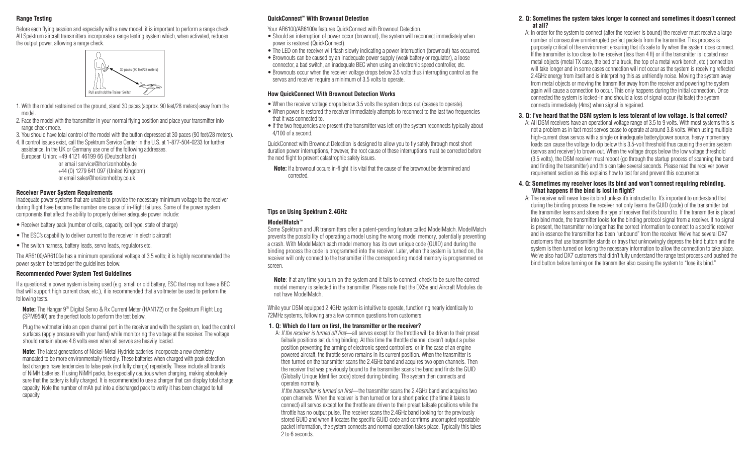### Range Testing

Before each flying session and especially with a new model, it is important to perform a range check. All Spektrum aircraft transmitters incorporate a range testing system which, when activated, reduces the output power, allowing a range check.

30 paces (90 feet/28 meters)

Pull and hold the Trainer Switch

1. With the model restrained on the ground, stand 30 paces (approx. 90 feet/28 meters) away from the model.
2. Face the model with the transmitter in your normal flying position and place your transmitter into range check mode.
3. You should have total control of the model with the button depressed at 30 paces (90 feet/28 meters).
4. If control issues exist, call the Spektrum Service Center in the U.S. at 1-877-504-0233 for further assistance. In the UK or Germany use one of the following addresses.

   European Union: +49 4121 46199 66 (Deutschland)
   or email service@horizonhobby.de
   +44 (0) 1279 641 097 (United Kingdom)
   or email sales@horizonhobby.co.uk

### Receiver Power System Requirements

Inadequate power systems that are unable to provide the necessary minimum voltage to the receiver during flight have become the number one cause of in-flight failures. Some of the power system components that affect the ability to properly deliver adequate power include:

- Receiver battery pack (number of cells, capacity, cell type, state of charge)
- The ESC's capability to deliver current to the receiver in electric aircraft
- The switch harness, battery leads, servo leads, regulators etc.

The AR6100/AR6100e has a minimum operational voltage of 3.5 volts; it is highly recommended the power system be tested per the guidelines below.

### Recommended Power System Test Guidelines

If a questionable power system is being used (e.g. small or old battery, ESC that may not have a BEC that will support high current draw, etc.), it is recommended that a voltmeter be used to perform the following tests.

**Note:** The Hangar 9® Digital Servo & Rx Current Meter (HAN172) or the Spektrum Flight Log (SPM9540) are the perfect tools to perform the test below.

Plug the voltmeter into an open channel port in the receiver and with the system on, load the control surfaces (apply pressure with your hand) while monitoring the voltage at the receiver. The voltage should remain above 4.8 volts even when all servos are heavily loaded.

**Note:** The latest generations of Nickel-Metal Hydride batteries incorporate a new chemistry mandated to be more environmentally friendly. These batteries when charged with peak detection fast chargers have tendencies to false peak (not fully charge) repeatedly. These include all brands of NiMH batteries. If using NiMH packs, be especially cautious when charging, making absolutely sure that the battery is fully charged. It is recommended to use a charger that can display total charge capacity. Note the number of mAh put into a discharged pack to verify it has been charged to full capacity.

### QuickConnect™ With Brownout Detection

Your AR6100/AR6100e features QuickConnect with Brownout Detection.

- Should an interruption of power occur (brownout), the system will reconnect immediately when power is restored (QuickConnect).
- The LED on the receiver will flash slowly indicating a power interruption (brownout) has occurred.
- Brownouts can be caused by an inadequate power supply (weak battery or regulator), a loose connector, a bad switch, an inadequate BEC when using an electronic speed controller, etc.
- Brownouts occur when the receiver voltage drops below 3.5 volts thus interrupting control as the servos and receiver require a minimum of 3.5 volts to operate.

### How QuickConnect With Brownout Detection Works

- When the receiver voltage drops below 3.5 volts the system drops out (ceases to operate).
- When power is restored the receiver immediately attempts to reconnect to the last two frequencies that it was connected to.
- If the two frequencies are present (the transmitter was left on) the system reconnects typically about 4/100 of a second.

QuickConnect with Brownout Detection is designed to allow you to fly safely through most short duration power interruptions, however, the root cause of these interruptions must be corrected before the next flight to prevent catastrophic safety issues.

**Note:** If a brownout occurs in-flight it is vital that the cause of the brownout be determined and corrected.

### Tips on Using Spektrum 2.4GHz

#### ModelMatch™

Some Spektrum and JR transmitters offer a patent-pending feature called ModelMatch. ModelMatch prevents the possibility of operating a model using the wrong model memory, potentially preventing a crash. With ModelMatch each model memory has its own unique code (GUID) and during the binding process the code is programmed into the receiver. Later, when the system is turned on, the receiver will only connect to the transmitter if the corresponding model memory is programmed on screen.

**Note**: If at any time you turn on the system and it fails to connect, check to be sure the correct model memory is selected in the transmitter. Please note that the DX5e and Aircraft Modules do not have ModelMatch.

While your DSM equipped 2.4GHz system is intuitive to operate, functioning nearly identically to 72MHz systems, following are a few common questions from customers:

**1. Q: Which do I turn on first, the transmitter or the receiver?**

A: *If the receiver is turned off first*—all servos except for the throttle will be driven to their preset failsafe positions set during binding. At this time the throttle channel doesn't output a pulse position preventing the arming of electronic speed controllers, or in the case of an engine powered aircraft, the throttle servo remains in its current position. When the transmitter is then turned on the transmitter scans the 2.4GHz band and acquires two open channels. Then the receiver that was previously bound to the transmitter scans the band and finds the GUID (Globally Unique Identifier code) stored during binding. The system then connects and operates normally.

*If the transmitter is turned on first*—the transmitter scans the 2.4GHz band and acquires two open channels. When the receiver is then turned on for a short period (the time it takes to connect) all servos except for the throttle are driven to their preset failsafe positions while the throttle has no output pulse. The receiver scans the 2.4GHz band looking for the previously stored GUID and when it locates the specific GUID code and confirms uncorrupted repeatable packet information, the system connects and normal operation takes place. Typically this takes 2 to 6 seconds.

**2. Q: Sometimes the system takes longer to connect and sometimes it doesn't connect at all?**

A: In order for the system to connect (after the receiver is bound) the receiver must receive a large number of consecutive uninterrupted perfect packets from the transmitter. This process is purposely critical of the environment ensuring that it's safe to fly when the system does connect. If the transmitter is too close to the receiver (less than 4 ft) or if the transmitter is located near metal objects (metal TX case, the bed of a truck, the top of a metal work bench, etc.) connection will take longer and in some cases connection will not occur as the system is receiving reflected 2.4GHz energy from itself and is interpreting this as unfriendly noise. Moving the system away from metal objects or moving the transmitter away from the receiver and powering the system again will cause a connection to occur. This only happens during the initial connection. Once connected the system is locked-in and should a loss of signal occur (failsafe) the system connects immediately (4ms) when signal is regained.

**3. Q: I've heard that the DSM system is less tolerant of low voltage. Is that correct?**

A: All DSM receivers have an operational voltage range of 3.5 to 9 volts. With most systems this is not a problem as in fact most servos cease to operate at around 3.8 volts. When using multiple high-current draw servos with a single or inadequate battery/power source, heavy momentary loads can cause the voltage to dip below this 3.5-volt threshold thus causing the entire system (servos and receiver) to brown out. When the voltage drops below the low voltage threshold (3.5 volts), the DSM receiver must reboot (go through the startup process of scanning the band and finding the transmitter) and this can take several seconds. Please read the receiver power requirement section as this explains how to test for and prevent this occurrence.

**4. Q: Sometimes my receiver loses its bind and won't connect requiring rebinding. What happens if the bind is lost in flight?**

A: The receiver will never lose its bind unless it's instructed to. It's important to understand that during the binding process the receiver not only learns the GUID (code) of the transmitter but the transmitter learns and stores the type of receiver that it's bound to. If the transmitter is placed into bind mode, the transmitter looks for the binding protocol signal from a receiver. If no signal is present, the transmitter no longer has the correct information to connect to a specific receiver and in essence the transmitter has been "unbound" from the receiver. We've had several DX7 customers that use transmitter stands or trays that unknowingly depress the bind button and the system is then turned on losing the necessary information to allow the connection to take place. We've also had DX7 customers that didn't fully understand the range test process and pushed the bind button before turning on the transmitter also causing the system to "lose its bind."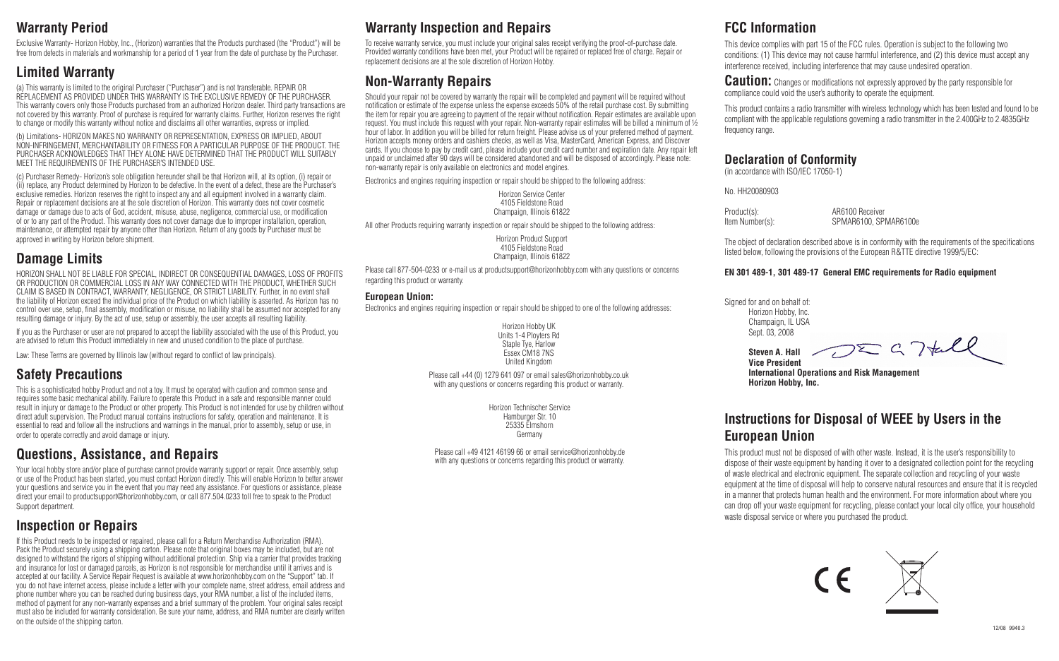## Warranty Period

Exclusive Warranty- Horizon Hobby, Inc., (Horizon) warranties that the Products purchased (the "Product") will be free from defects in materials and workmanship for a period of 1 year from the date of purchase by the Purchaser.

## Limited Warranty

(a) This warranty is limited to the original Purchaser ("Purchaser") and is not transferable. REPAIR OR REPLACEMENT AS PROVIDED UNDER THIS WARRANTY IS THE EXCLUSIVE REMEDY OF THE PURCHASER. This warranty covers only those Products purchased from an authorized Horizon dealer. Third party transactions are not covered by this warranty. Proof of purchase is required for warranty claims. Further, Horizon reserves the right to change or modify this warranty without notice and disclaims all other warranties, express or implied.

(b) Limitations- HORIZON MAKES NO WARRANTY OR REPRESENTATION, EXPRESS OR IMPLIED, ABOUT NON-INFRINGEMENT, MERCHANTABILITY OR FITNESS FOR A PARTICULAR PURPOSE OF THE PRODUCT. THE PURCHASER ACKNOWLEDGES THAT THEY ALONE HAVE DETERMINED THAT THE PRODUCT WILL SUITABLY MEET THE REQUIREMENTS OF THE PURCHASER'S INTENDED USE.

(c) Purchaser Remedy- Horizon's sole obligation hereunder shall be that Horizon will, at its option, (i) repair or (ii) replace, any Product determined by Horizon to be defective. In the event of a defect, these are the Purchaser's exclusive remedies. Horizon reserves the right to inspect any and all equipment involved in a warranty claim. Repair or replacement decisions are at the sole discretion of Horizon. This warranty does not cover cosmetic damage or damage due to acts of God, accident, misuse, abuse, negligence, commercial use, or modification of or to any part of the Product. This warranty does not cover damage due to improper installation, operation, maintenance, or attempted repair by anyone other than Horizon. Return of any goods by Purchaser must be approved in writing by Horizon before shipment.

## Damage Limits

HORIZON SHALL NOT BE LIABLE FOR SPECIAL, INDIRECT OR CONSEQUENTIAL DAMAGES, LOSS OF PROFITS OR PRODUCTION OR COMMERCIAL LOSS IN ANY WAY CONNECTED WITH THE PRODUCT, WHETHER SUCH CLAIM IS BASED IN CONTRACT, WARRANTY, NEGLIGENCE, OR STRICT LIABILITY. Further, in no event shall the liability of Horizon exceed the individual price of the Product on which liability is asserted. As Horizon has no control over use, setup, final assembly, modification or misuse, no liability shall be assumed nor accepted for any resulting damage or injury. By the act of use, setup or assembly, the user accepts all resulting liability.

If you as the Purchaser or user are not prepared to accept the liability associated with the use of this Product, you are advised to return this Product immediately in new and unused condition to the place of purchase.

Law: These Terms are governed by Illinois law (without regard to conflict of law principals).

## Safety Precautions

This is a sophisticated hobby Product and not a toy. It must be operated with caution and common sense and requires some basic mechanical ability. Failure to operate this Product in a safe and responsible manner could result in injury or damage to the Product or other property. This Product is not intended for use by children without direct adult supervision. The Product manual contains instructions for safety, operation and maintenance. It is essential to read and follow all the instructions and warnings in the manual, prior to assembly, setup or use, in order to operate correctly and avoid damage or injury.

## Questions, Assistance, and Repairs

Your local hobby store and/or place of purchase cannot provide warranty support or repair. Once assembly, setup or use of the Product has been started, you must contact Horizon directly. This will enable Horizon to better answer your questions and service you in the event that you may need any assistance. For questions or assistance, please direct your email to productsupport@horizonhobby.com, or call 877.504.0233 toll free to speak to the Product Support department.

## Inspection or Repairs

If this Product needs to be inspected or repaired, please call for a Return Merchandise Authorization (RMA). Pack the Product securely using a shipping carton. Please note that original boxes may be included, but are not designed to withstand the rigors of shipping without additional protection. Ship via a carrier that provides tracking and insurance for lost or damaged parcels, as Horizon is not responsible for merchandise until it arrives and is accepted at our facility. A Service Repair Request is available at www.horizonhobby.com on the "Support" tab. If you do not have internet access, please include a letter with your complete name, street address, email address and phone number where you can be reached during business days, your RMA number, a list of the included items, method of payment for any non-warranty expenses and a brief summary of the problem. Your original sales receipt must also be included for warranty consideration. Be sure your name, address, and RMA number are clearly written on the outside of the shipping carton.

## Warranty Inspection and Repairs

To receive warranty service, you must include your original sales receipt verifying the proof-of-purchase date. Provided warranty conditions have been met, your Product will be repaired or replaced free of charge. Repair or replacement decisions are at the sole discretion of Horizon Hobby.

## Non-Warranty Repairs

Should your repair not be covered by warranty the repair will be completed and payment will be required without notification or estimate of the expense unless the expense exceeds 50% of the retail purchase cost. By submitting the item for repair you are agreeing to payment of the repair without notification. Repair estimates are available upon request. You must include this request with your repair. Non-warranty repair estimates will be billed a minimum of ½ hour of labor. In addition you will be billed for return freight. Please advise us of your preferred method of payment. Horizon accepts money orders and cashiers checks, as well as Visa, MasterCard, American Express, and Discover cards. If you choose to pay by credit card, please include your credit card number and expiration date. Any repair left unpaid or unclaimed after 90 days will be considered abandoned and will be disposed of accordingly. Please note: non-warranty repair is only available on electronics and model engines.

Electronics and engines requiring inspection or repair should be shipped to the following address:

Horizon Service Center
4105 Fieldstone Road
Champaign, Illinois 61822

All other Products requiring warranty inspection or repair should be shipped to the following address:

Horizon Product Support
4105 Fieldstone Road
Champaign, Illinois 61822

Please call 877-504-0233 or e-mail us at productsupport@horizonhobby.com with any questions or concerns regarding this product or warranty.

**European Union:**

Electronics and engines requiring inspection or repair should be shipped to one of the following addresses:

Horizon Hobby UK
Units 1-4 Ployters Rd
Staple Tye, Harlow
Essex CM18 7NS
United Kingdom

Please call +44 (0) 1279 641 097 or email sales@horizonhobby.co.uk with any questions or concerns regarding this product or warranty.

Horizon Technischer Service
Hamburger Str. 10
25335 Elmshorn
Germany

Please call +49 4121 46199 66 or email service@horizonhobby.de with any questions or concerns regarding this product or warranty.

## FCC Information

This device complies with part 15 of the FCC rules. Operation is subject to the following two conditions: (1) This device may not cause harmful interference, and (2) this device must accept any interference received, including interference that may cause undesired operation.

**Caution:** Changes or modifications not expressly approved by the party responsible for compliance could void the user's authority to operate the equipment.

This product contains a radio transmitter with wireless technology which has been tested and found to be compliant with the applicable regulations governing a radio transmitter in the 2.400GHz to 2.4835GHz frequency range.

## Declaration of Conformity

(in accordance with ISO/IEC 17050-1)

No. HH20080903

| | |
|---|---|
| Product(s): | AR6100 Receiver |
| Item Number(s): | SPMAR6100, SPMAR6100e |

The object of declaration described above is in conformity with the requirements of the specifications listed below, following the provisions of the European R&TTE directive 1999/5/EC:

**EN 301 489-1, 301 489-17 General EMC requirements for Radio equipment**

Signed for and on behalf of:
Horizon Hobby, Inc.
Champaign, IL USA
Sept. 03, 2008

**Steven A. Hall**
**Vice President**
**International Operations and Risk Management**
**Horizon Hobby, Inc.**

## Instructions for Disposal of WEEE by Users in the European Union

This product must not be disposed of with other waste. Instead, it is the user's responsibility to dispose of their waste equipment by handing it over to a designated collection point for the recycling of waste electrical and electronic equipment. The separate collection and recycling of your waste equipment at the time of disposal will help to conserve natural resources and ensure that it is recycled in a manner that protects human health and the environment. For more information about where you can drop off your waste equipment for recycling, please contact your local city office, your household waste disposal service or where you purchased the product.

12/08 9940.3